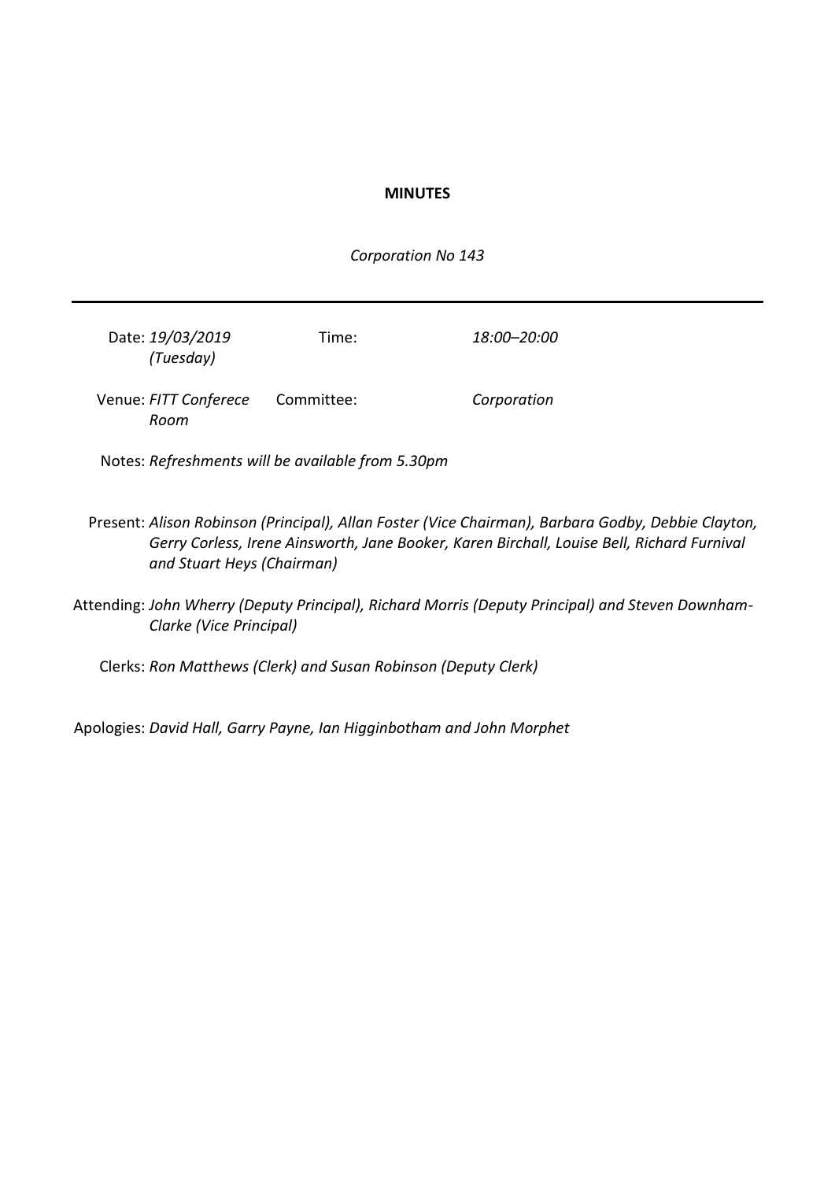**MINUTES**

*Corporation No 143*

---

Date: *19/03/2019 (Tuesday)*
Time: *18:00–20:00*

Venue: *FITT Conferece Room*
Committee: *Corporation*

Notes: *Refreshments will be available from 5.30pm*

Present: *Alison Robinson (Principal), Allan Foster (Vice Chairman), Barbara Godby, Debbie Clayton, Gerry Corless, Irene Ainsworth, Jane Booker, Karen Birchall, Louise Bell, Richard Furnival and Stuart Heys (Chairman)*

Attending: *John Wherry (Deputy Principal), Richard Morris (Deputy Principal) and Steven Downham-Clarke (Vice Principal)*

Clerks: *Ron Matthews (Clerk) and Susan Robinson (Deputy Clerk)*

Apologies: *David Hall, Garry Payne, Ian Higginbotham and John Morphet*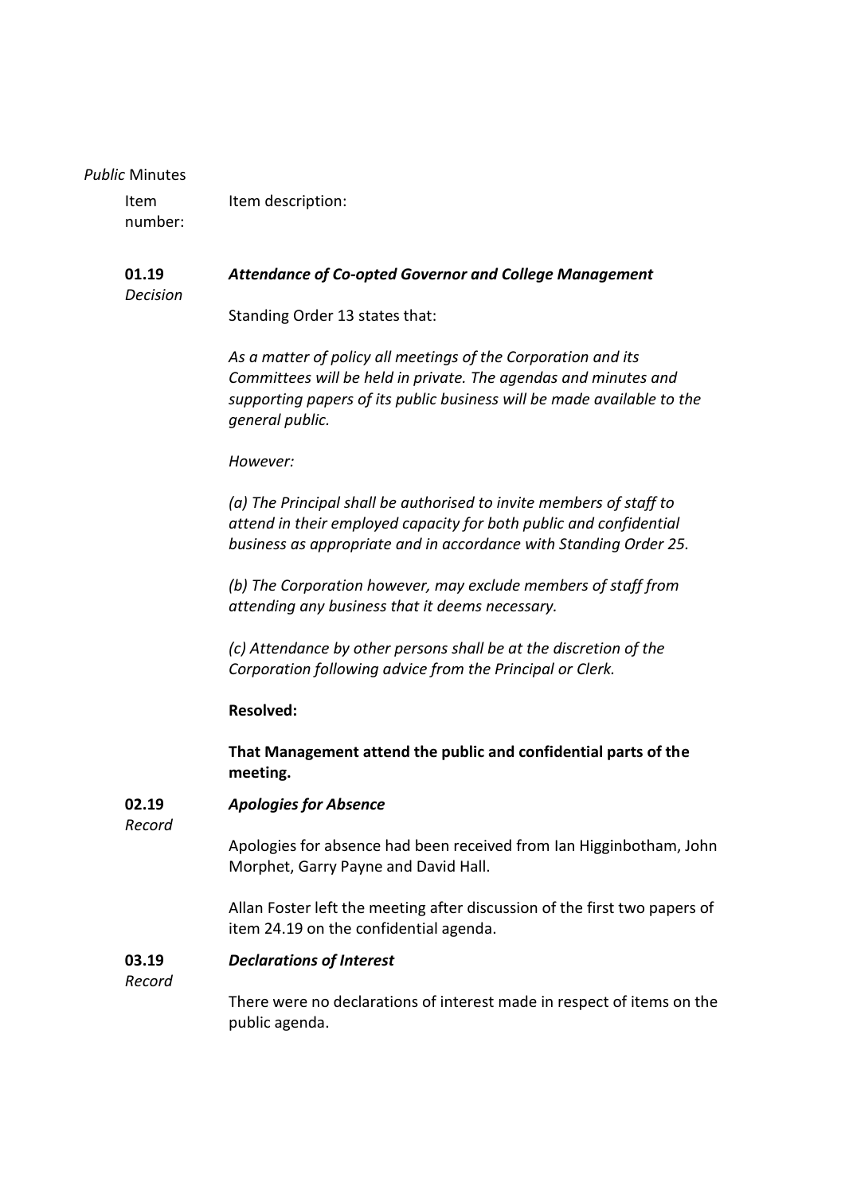*Public* Minutes

| Item number: | Item description: |
|---|---|

**01.19**
*Decision*

***Attendance of Co-opted Governor and College Management***

Standing Order 13 states that:

*As a matter of policy all meetings of the Corporation and its Committees will be held in private. The agendas and minutes and supporting papers of its public business will be made available to the general public.*

*However:*

*(a) The Principal shall be authorised to invite members of staff to attend in their employed capacity for both public and confidential business as appropriate and in accordance with Standing Order 25.*

*(b) The Corporation however, may exclude members of staff from attending any business that it deems necessary.*

*(c) Attendance by other persons shall be at the discretion of the Corporation following advice from the Principal or Clerk.*

**Resolved:**

**That Management attend the public and confidential parts of the meeting.**

**02.19**
*Record*

***Apologies for Absence***

Apologies for absence had been received from Ian Higginbotham, John Morphet, Garry Payne and David Hall.

Allan Foster left the meeting after discussion of the first two papers of item 24.19 on the confidential agenda.

**03.19**
*Record*

***Declarations of Interest***

There were no declarations of interest made in respect of items on the public agenda.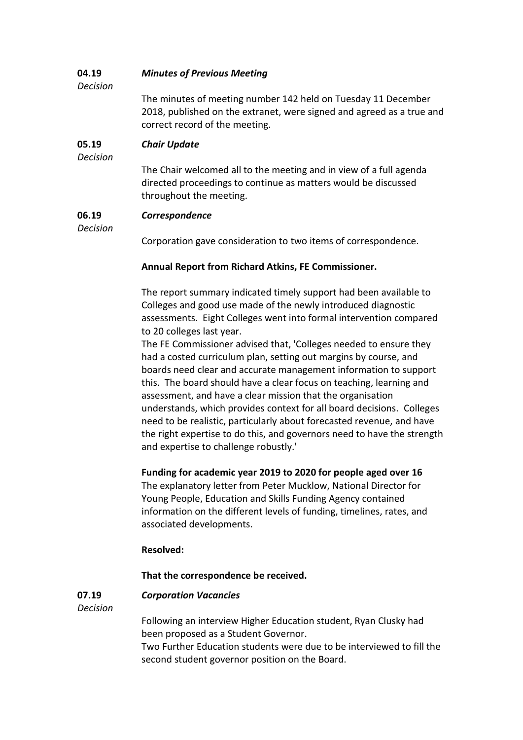**04.19** *Decision* — ***Minutes of Previous Meeting***

The minutes of meeting number 142 held on Tuesday 11 December 2018, published on the extranet, were signed and agreed as a true and correct record of the meeting.

**05.19** *Decision* — ***Chair Update***

The Chair welcomed all to the meeting and in view of a full agenda directed proceedings to continue as matters would be discussed throughout the meeting.

**06.19** *Decision* — ***Correspondence***

Corporation gave consideration to two items of correspondence.

**Annual Report from Richard Atkins, FE Commissioner.**

The report summary indicated timely support had been available to Colleges and good use made of the newly introduced diagnostic assessments. Eight Colleges went into formal intervention compared to 20 colleges last year.
The FE Commissioner advised that, 'Colleges needed to ensure they had a costed curriculum plan, setting out margins by course, and boards need clear and accurate management information to support this. The board should have a clear focus on teaching, learning and assessment, and have a clear mission that the organisation understands, which provides context for all board decisions. Colleges need to be realistic, particularly about forecasted revenue, and have the right expertise to do this, and governors need to have the strength and expertise to challenge robustly.'

**Funding for academic year 2019 to 2020 for people aged over 16**
The explanatory letter from Peter Mucklow, National Director for Young People, Education and Skills Funding Agency contained information on the different levels of funding, timelines, rates, and associated developments.

**Resolved:**

**That the correspondence be received.**

**07.19** *Decision* — ***Corporation Vacancies***

Following an interview Higher Education student, Ryan Clusky had been proposed as a Student Governor.
Two Further Education students were due to be interviewed to fill the second student governor position on the Board.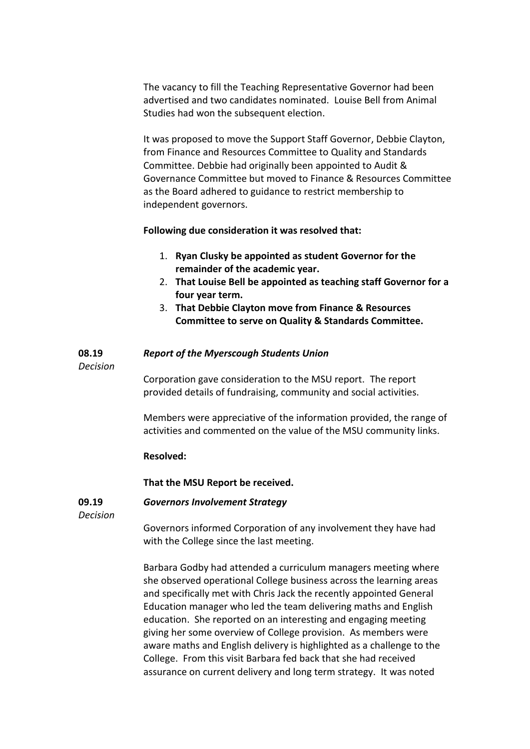The vacancy to fill the Teaching Representative Governor had been advertised and two candidates nominated. Louise Bell from Animal Studies had won the subsequent election.

It was proposed to move the Support Staff Governor, Debbie Clayton, from Finance and Resources Committee to Quality and Standards Committee. Debbie had originally been appointed to Audit & Governance Committee but moved to Finance & Resources Committee as the Board adhered to guidance to restrict membership to independent governors.

**Following due consideration it was resolved that:**

1. **Ryan Clusky be appointed as student Governor for the remainder of the academic year.**
2. **That Louise Bell be appointed as teaching staff Governor for a four year term.**
3. **That Debbie Clayton move from Finance & Resources Committee to serve on Quality & Standards Committee.**

**08.19** *Decision*

***Report of the Myerscough Students Union***

Corporation gave consideration to the MSU report. The report provided details of fundraising, community and social activities.

Members were appreciative of the information provided, the range of activities and commented on the value of the MSU community links.

**Resolved:**

**That the MSU Report be received.**

**09.19** *Decision*

***Governors Involvement Strategy***

Governors informed Corporation of any involvement they have had with the College since the last meeting.

Barbara Godby had attended a curriculum managers meeting where she observed operational College business across the learning areas and specifically met with Chris Jack the recently appointed General Education manager who led the team delivering maths and English education. She reported on an interesting and engaging meeting giving her some overview of College provision. As members were aware maths and English delivery is highlighted as a challenge to the College. From this visit Barbara fed back that she had received assurance on current delivery and long term strategy. It was noted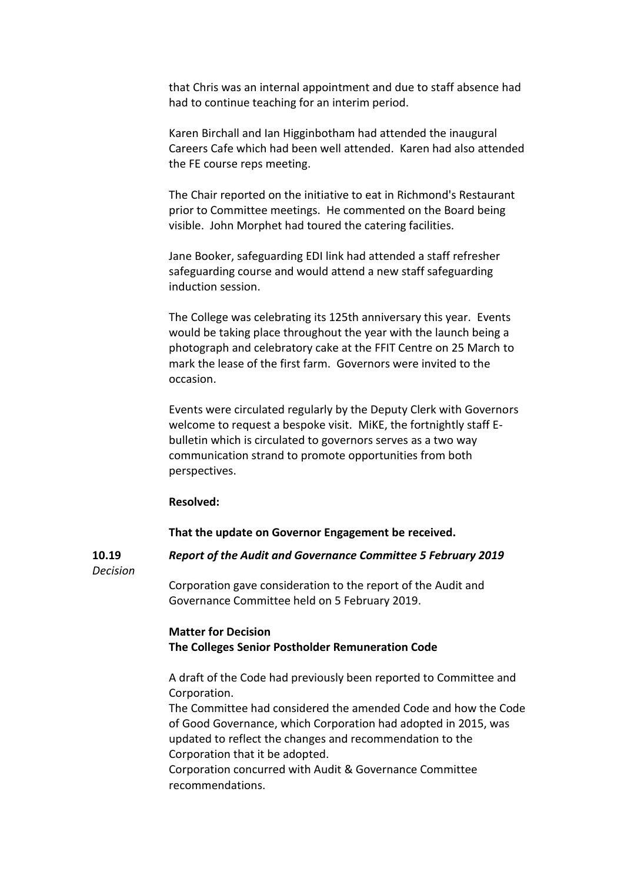that Chris was an internal appointment and due to staff absence had had to continue teaching for an interim period.

Karen Birchall and Ian Higginbotham had attended the inaugural Careers Cafe which had been well attended. Karen had also attended the FE course reps meeting.

The Chair reported on the initiative to eat in Richmond's Restaurant prior to Committee meetings. He commented on the Board being visible. John Morphet had toured the catering facilities.

Jane Booker, safeguarding EDI link had attended a staff refresher safeguarding course and would attend a new staff safeguarding induction session.

The College was celebrating its 125th anniversary this year. Events would be taking place throughout the year with the launch being a photograph and celebratory cake at the FFIT Centre on 25 March to mark the lease of the first farm. Governors were invited to the occasion.

Events were circulated regularly by the Deputy Clerk with Governors welcome to request a bespoke visit. MiKE, the fortnightly staff E-bulletin which is circulated to governors serves as a two way communication strand to promote opportunities from both perspectives.

**Resolved:**

**That the update on Governor Engagement be received.**

**10.19** *Decision*

***Report of the Audit and Governance Committee 5 February 2019***

Corporation gave consideration to the report of the Audit and Governance Committee held on 5 February 2019.

**Matter for Decision**
**The Colleges Senior Postholder Remuneration Code**

A draft of the Code had previously been reported to Committee and Corporation.
The Committee had considered the amended Code and how the Code of Good Governance, which Corporation had adopted in 2015, was updated to reflect the changes and recommendation to the Corporation that it be adopted.
Corporation concurred with Audit & Governance Committee recommendations.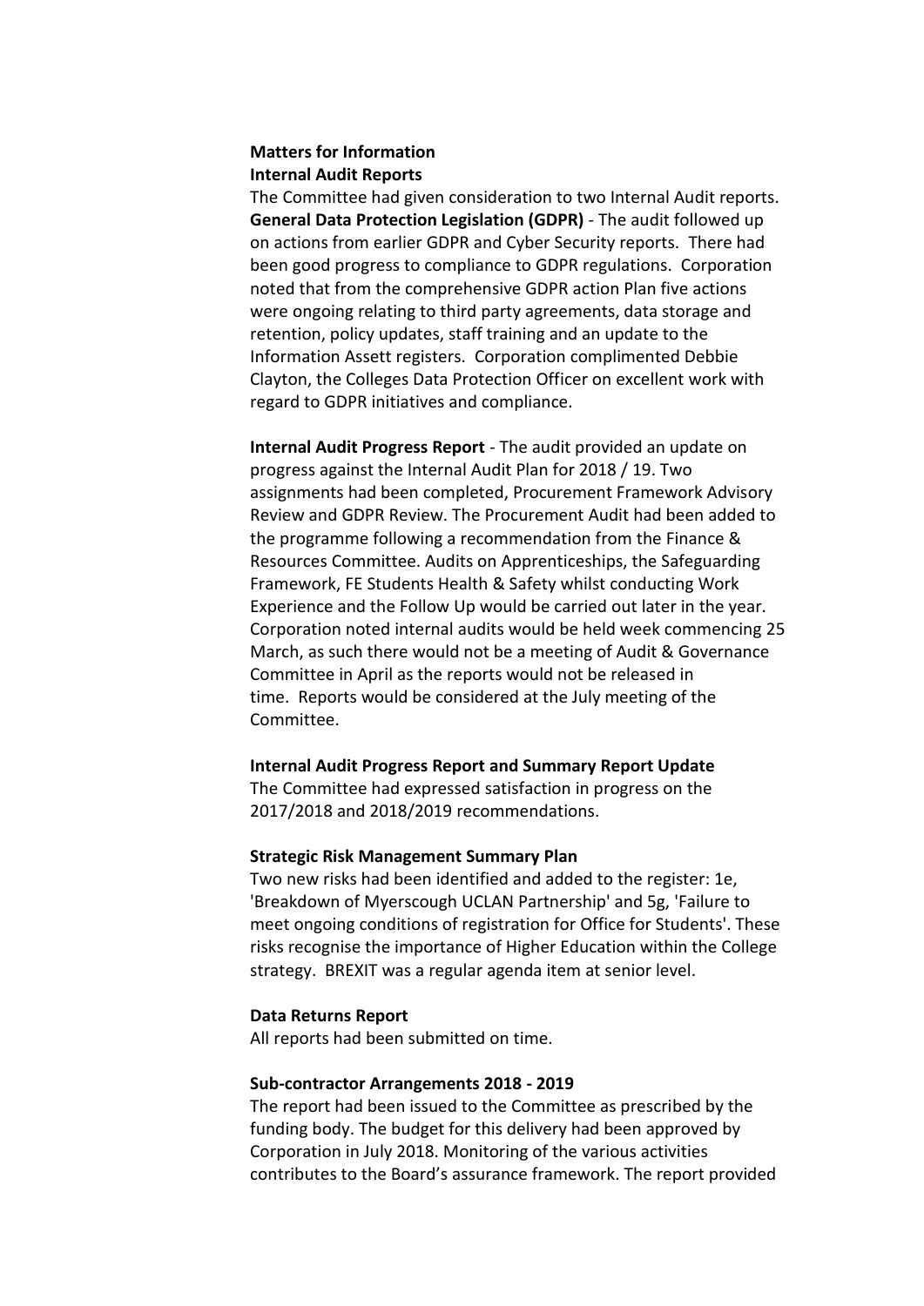**Matters for Information**

**Internal Audit Reports**

The Committee had given consideration to two Internal Audit reports.

**General Data Protection Legislation (GDPR)** - The audit followed up on actions from earlier GDPR and Cyber Security reports. There had been good progress to compliance to GDPR regulations. Corporation noted that from the comprehensive GDPR action Plan five actions were ongoing relating to third party agreements, data storage and retention, policy updates, staff training and an update to the Information Assett registers. Corporation complimented Debbie Clayton, the Colleges Data Protection Officer on excellent work with regard to GDPR initiatives and compliance.

**Internal Audit Progress Report** - The audit provided an update on progress against the Internal Audit Plan for 2018 / 19. Two assignments had been completed, Procurement Framework Advisory Review and GDPR Review. The Procurement Audit had been added to the programme following a recommendation from the Finance & Resources Committee. Audits on Apprenticeships, the Safeguarding Framework, FE Students Health & Safety whilst conducting Work Experience and the Follow Up would be carried out later in the year. Corporation noted internal audits would be held week commencing 25 March, as such there would not be a meeting of Audit & Governance Committee in April as the reports would not be released in time. Reports would be considered at the July meeting of the Committee.

**Internal Audit Progress Report and Summary Report Update**

The Committee had expressed satisfaction in progress on the 2017/2018 and 2018/2019 recommendations.

**Strategic Risk Management Summary Plan**

Two new risks had been identified and added to the register: 1e, 'Breakdown of Myerscough UCLAN Partnership' and 5g, 'Failure to meet ongoing conditions of registration for Office for Students'. These risks recognise the importance of Higher Education within the College strategy. BREXIT was a regular agenda item at senior level.

**Data Returns Report**

All reports had been submitted on time.

**Sub-contractor Arrangements 2018 - 2019**

The report had been issued to the Committee as prescribed by the funding body. The budget for this delivery had been approved by Corporation in July 2018. Monitoring of the various activities contributes to the Board's assurance framework. The report provided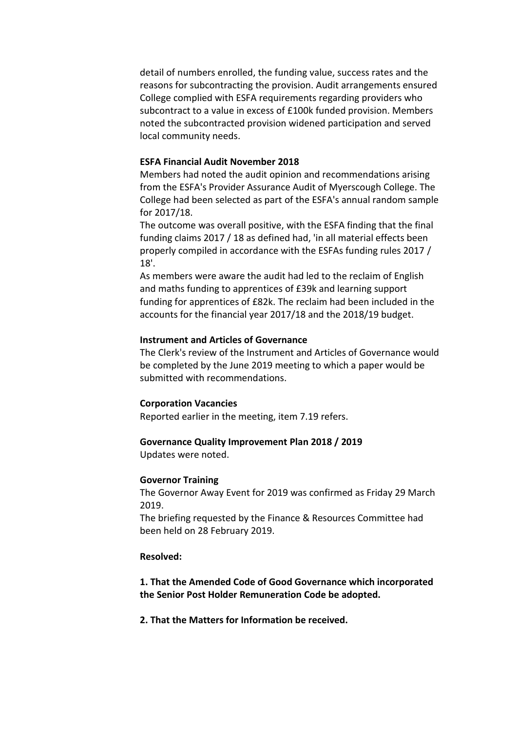detail of numbers enrolled, the funding value, success rates and the reasons for subcontracting the provision. Audit arrangements ensured College complied with ESFA requirements regarding providers who subcontract to a value in excess of £100k funded provision. Members noted the subcontracted provision widened participation and served local community needs.

**ESFA Financial Audit November 2018**

Members had noted the audit opinion and recommendations arising from the ESFA's Provider Assurance Audit of Myerscough College. The College had been selected as part of the ESFA's annual random sample for 2017/18.

The outcome was overall positive, with the ESFA finding that the final funding claims 2017 / 18 as defined had, 'in all material effects been properly compiled in accordance with the ESFAs funding rules 2017 / 18'.

As members were aware the audit had led to the reclaim of English and maths funding to apprentices of £39k and learning support funding for apprentices of £82k. The reclaim had been included in the accounts for the financial year 2017/18 and the 2018/19 budget.

**Instrument and Articles of Governance**

The Clerk's review of the Instrument and Articles of Governance would be completed by the June 2019 meeting to which a paper would be submitted with recommendations.

**Corporation Vacancies**

Reported earlier in the meeting, item 7.19 refers.

**Governance Quality Improvement Plan 2018 / 2019**

Updates were noted.

**Governor Training**

The Governor Away Event for 2019 was confirmed as Friday 29 March 2019.

The briefing requested by the Finance & Resources Committee had been held on 28 February 2019.

**Resolved:**

**1. That the Amended Code of Good Governance which incorporated the Senior Post Holder Remuneration Code be adopted.**

**2. That the Matters for Information be received.**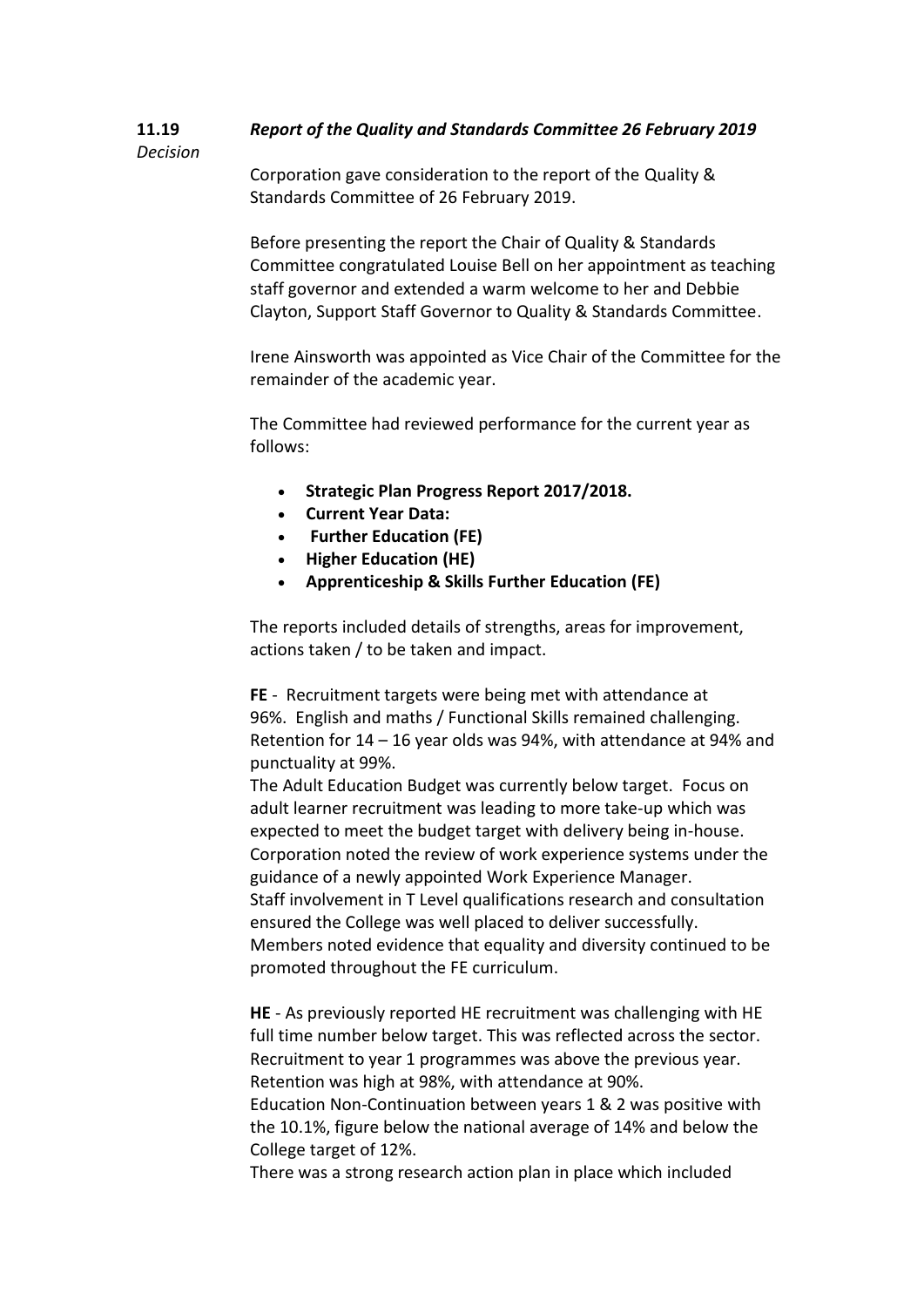**11.19** *Decision*

***Report of the Quality and Standards Committee 26 February 2019***

Corporation gave consideration to the report of the Quality & Standards Committee of 26 February 2019.

Before presenting the report the Chair of Quality & Standards Committee congratulated Louise Bell on her appointment as teaching staff governor and extended a warm welcome to her and Debbie Clayton, Support Staff Governor to Quality & Standards Committee.

Irene Ainsworth was appointed as Vice Chair of the Committee for the remainder of the academic year.

The Committee had reviewed performance for the current year as follows:

- **Strategic Plan Progress Report 2017/2018.**
- **Current Year Data:**
- **Further Education (FE)**
- **Higher Education (HE)**
- **Apprenticeship & Skills Further Education (FE)**

The reports included details of strengths, areas for improvement, actions taken / to be taken and impact.

**FE** - Recruitment targets were being met with attendance at 96%. English and maths / Functional Skills remained challenging. Retention for 14 – 16 year olds was 94%, with attendance at 94% and punctuality at 99%.
The Adult Education Budget was currently below target. Focus on adult learner recruitment was leading to more take-up which was expected to meet the budget target with delivery being in-house.
Corporation noted the review of work experience systems under the guidance of a newly appointed Work Experience Manager.
Staff involvement in T Level qualifications research and consultation ensured the College was well placed to deliver successfully.
Members noted evidence that equality and diversity continued to be promoted throughout the FE curriculum.

**HE** - As previously reported HE recruitment was challenging with HE full time number below target. This was reflected across the sector. Recruitment to year 1 programmes was above the previous year. Retention was high at 98%, with attendance at 90%.
Education Non-Continuation between years 1 & 2 was positive with the 10.1%, figure below the national average of 14% and below the College target of 12%.
There was a strong research action plan in place which included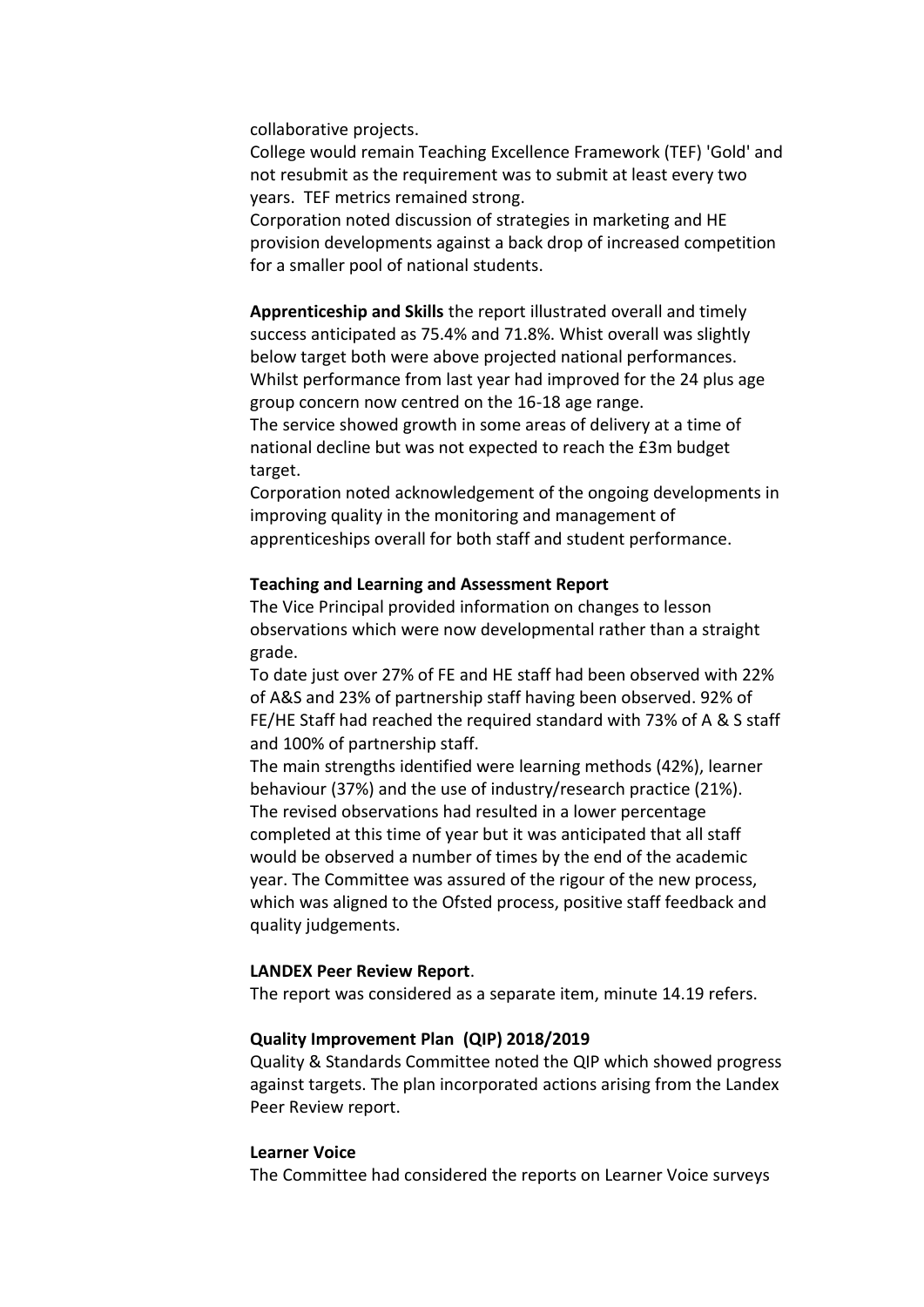collaborative projects.

College would remain Teaching Excellence Framework (TEF) 'Gold' and not resubmit as the requirement was to submit at least every two years. TEF metrics remained strong.

Corporation noted discussion of strategies in marketing and HE provision developments against a back drop of increased competition for a smaller pool of national students.

**Apprenticeship and Skills** the report illustrated overall and timely success anticipated as 75.4% and 71.8%. Whist overall was slightly below target both were above projected national performances. Whilst performance from last year had improved for the 24 plus age group concern now centred on the 16-18 age range.

The service showed growth in some areas of delivery at a time of national decline but was not expected to reach the £3m budget target.

Corporation noted acknowledgement of the ongoing developments in improving quality in the monitoring and management of apprenticeships overall for both staff and student performance.

**Teaching and Learning and Assessment Report**

The Vice Principal provided information on changes to lesson observations which were now developmental rather than a straight grade.

To date just over 27% of FE and HE staff had been observed with 22% of A&S and 23% of partnership staff having been observed. 92% of FE/HE Staff had reached the required standard with 73% of A & S staff and 100% of partnership staff.

The main strengths identified were learning methods (42%), learner behaviour (37%) and the use of industry/research practice (21%). The revised observations had resulted in a lower percentage completed at this time of year but it was anticipated that all staff would be observed a number of times by the end of the academic year. The Committee was assured of the rigour of the new process, which was aligned to the Ofsted process, positive staff feedback and quality judgements.

**LANDEX Peer Review Report**.

The report was considered as a separate item, minute 14.19 refers.

**Quality Improvement Plan (QIP) 2018/2019**

Quality & Standards Committee noted the QIP which showed progress against targets. The plan incorporated actions arising from the Landex Peer Review report.

**Learner Voice**

The Committee had considered the reports on Learner Voice surveys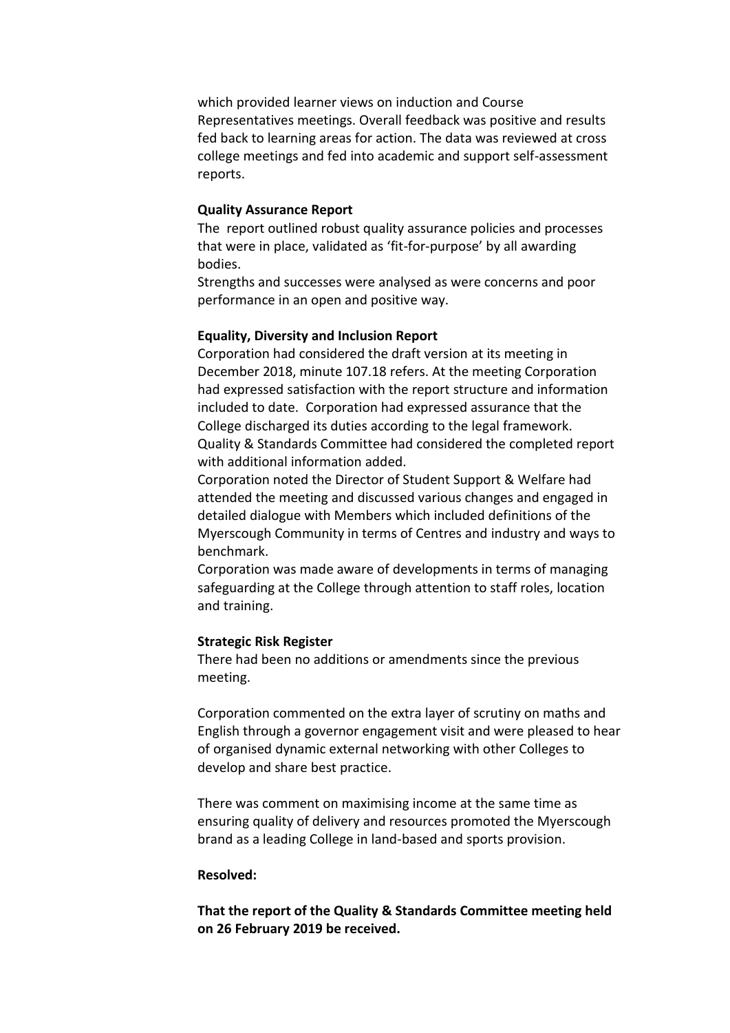which provided learner views on induction and Course Representatives meetings. Overall feedback was positive and results fed back to learning areas for action. The data was reviewed at cross college meetings and fed into academic and support self-assessment reports.

**Quality Assurance Report**

The report outlined robust quality assurance policies and processes that were in place, validated as 'fit-for-purpose' by all awarding bodies.

Strengths and successes were analysed as were concerns and poor performance in an open and positive way.

**Equality, Diversity and Inclusion Report**

Corporation had considered the draft version at its meeting in December 2018, minute 107.18 refers. At the meeting Corporation had expressed satisfaction with the report structure and information included to date. Corporation had expressed assurance that the College discharged its duties according to the legal framework. Quality & Standards Committee had considered the completed report with additional information added.

Corporation noted the Director of Student Support & Welfare had attended the meeting and discussed various changes and engaged in detailed dialogue with Members which included definitions of the Myerscough Community in terms of Centres and industry and ways to benchmark.

Corporation was made aware of developments in terms of managing safeguarding at the College through attention to staff roles, location and training.

**Strategic Risk Register**

There had been no additions or amendments since the previous meeting.

Corporation commented on the extra layer of scrutiny on maths and English through a governor engagement visit and were pleased to hear of organised dynamic external networking with other Colleges to develop and share best practice.

There was comment on maximising income at the same time as ensuring quality of delivery and resources promoted the Myerscough brand as a leading College in land-based and sports provision.

**Resolved:**

**That the report of the Quality & Standards Committee meeting held on 26 February 2019 be received.**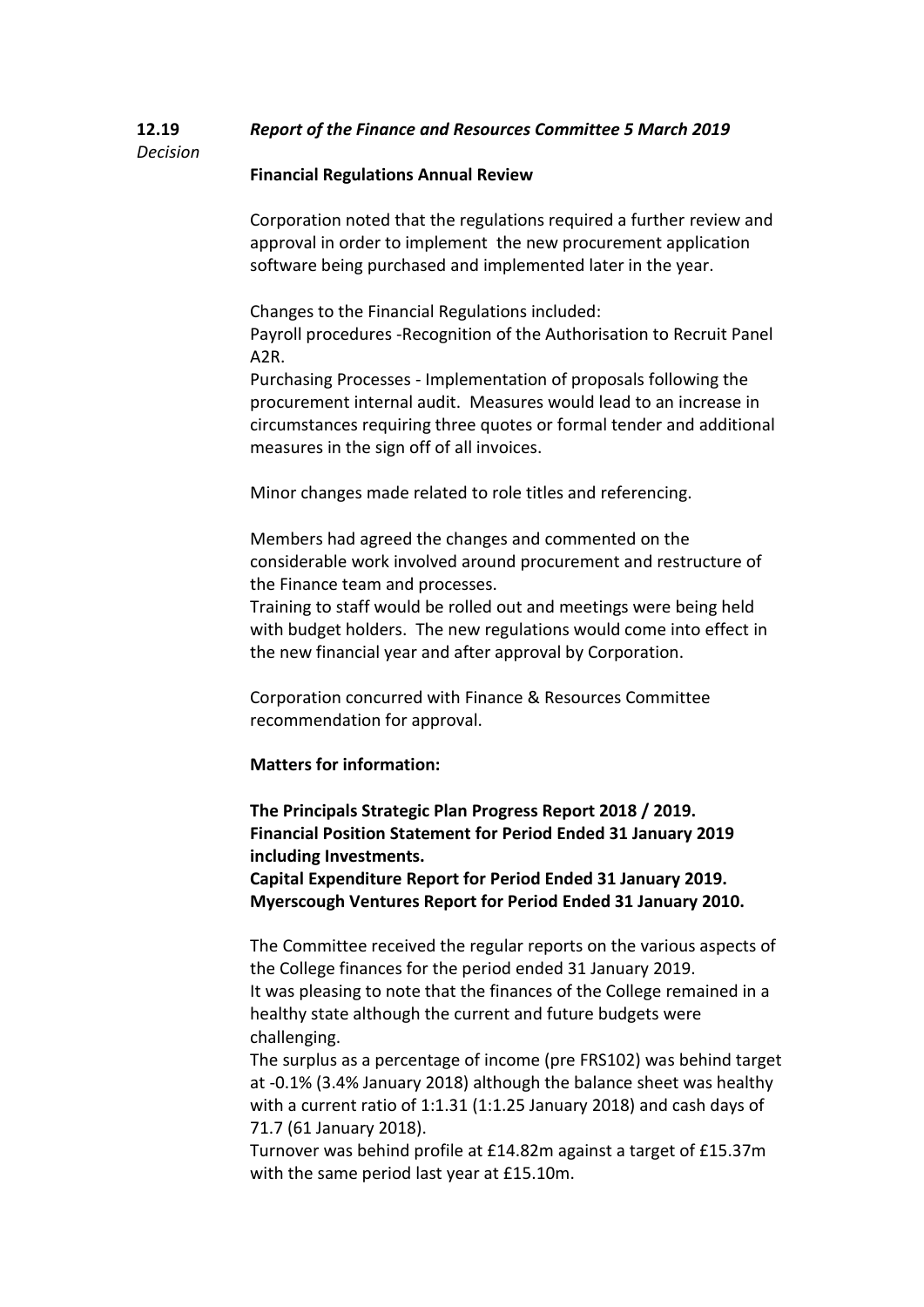**12.19** *Report of the Finance and Resources Committee 5 March 2019*

*Decision*

**Financial Regulations Annual Review**

Corporation noted that the regulations required a further review and approval in order to implement the new procurement application software being purchased and implemented later in the year.

Changes to the Financial Regulations included:
Payroll procedures -Recognition of the Authorisation to Recruit Panel A2R.
Purchasing Processes - Implementation of proposals following the procurement internal audit. Measures would lead to an increase in circumstances requiring three quotes or formal tender and additional measures in the sign off of all invoices.

Minor changes made related to role titles and referencing.

Members had agreed the changes and commented on the considerable work involved around procurement and restructure of the Finance team and processes.
Training to staff would be rolled out and meetings were being held with budget holders. The new regulations would come into effect in the new financial year and after approval by Corporation.

Corporation concurred with Finance & Resources Committee recommendation for approval.

**Matters for information:**

**The Principals Strategic Plan Progress Report 2018 / 2019.**
**Financial Position Statement for Period Ended 31 January 2019 including Investments.**
**Capital Expenditure Report for Period Ended 31 January 2019.**
**Myerscough Ventures Report for Period Ended 31 January 2010.**

The Committee received the regular reports on the various aspects of the College finances for the period ended 31 January 2019.
It was pleasing to note that the finances of the College remained in a healthy state although the current and future budgets were challenging.
The surplus as a percentage of income (pre FRS102) was behind target at -0.1% (3.4% January 2018) although the balance sheet was healthy with a current ratio of 1:1.31 (1:1.25 January 2018) and cash days of 71.7 (61 January 2018).
Turnover was behind profile at £14.82m against a target of £15.37m with the same period last year at £15.10m.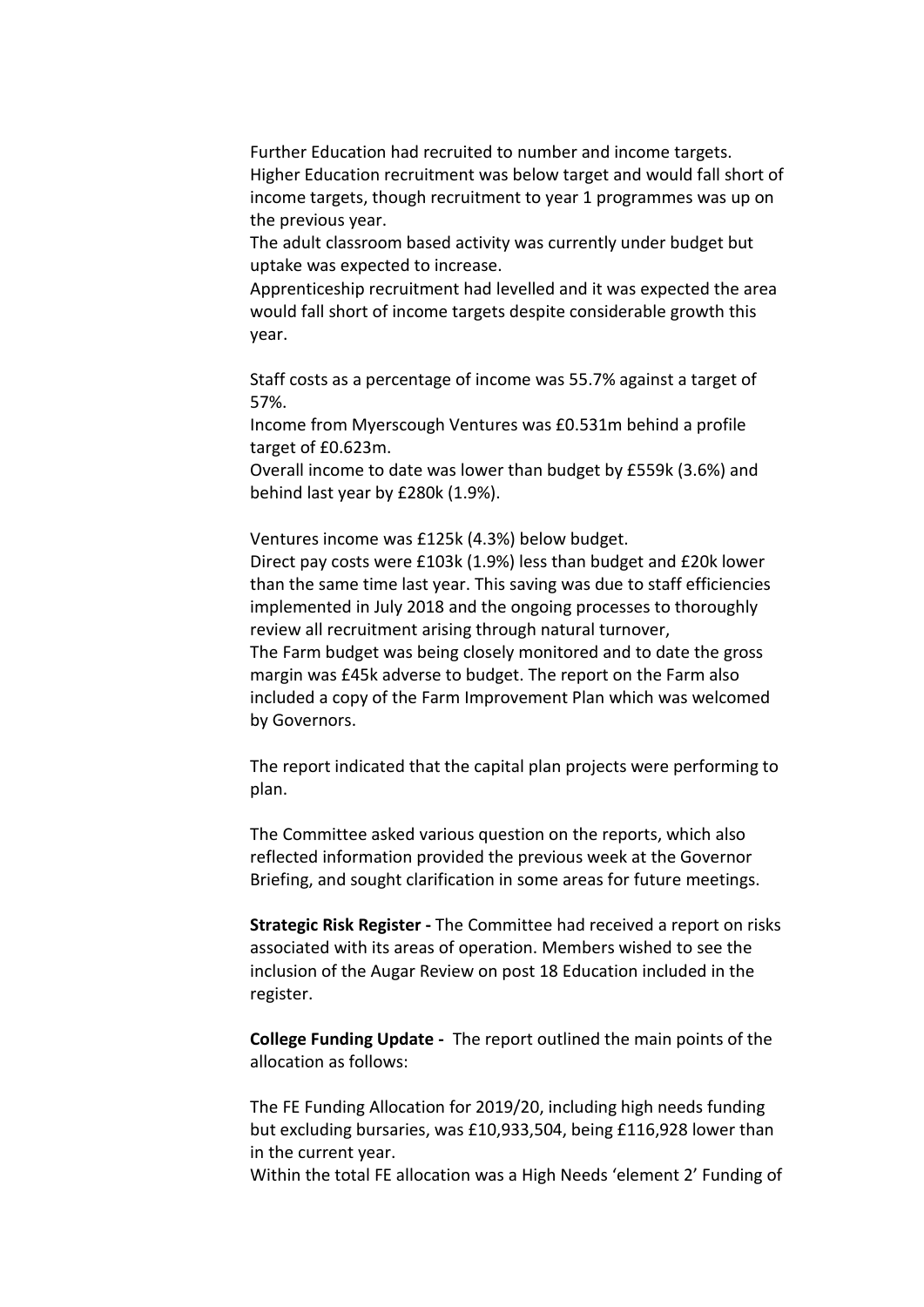Further Education had recruited to number and income targets.
Higher Education recruitment was below target and would fall short of income targets, though recruitment to year 1 programmes was up on the previous year.
The adult classroom based activity was currently under budget but uptake was expected to increase.
Apprenticeship recruitment had levelled and it was expected the area would fall short of income targets despite considerable growth this year.

Staff costs as a percentage of income was 55.7% against a target of 57%.
Income from Myerscough Ventures was £0.531m behind a profile target of £0.623m.
Overall income to date was lower than budget by £559k (3.6%) and behind last year by £280k (1.9%).

Ventures income was £125k (4.3%) below budget.
Direct pay costs were £103k (1.9%) less than budget and £20k lower than the same time last year. This saving was due to staff efficiencies implemented in July 2018 and the ongoing processes to thoroughly review all recruitment arising through natural turnover,
The Farm budget was being closely monitored and to date the gross margin was £45k adverse to budget. The report on the Farm also included a copy of the Farm Improvement Plan which was welcomed by Governors.

The report indicated that the capital plan projects were performing to plan.

The Committee asked various question on the reports, which also reflected information provided the previous week at the Governor Briefing, and sought clarification in some areas for future meetings.

**Strategic Risk Register -** The Committee had received a report on risks associated with its areas of operation. Members wished to see the inclusion of the Augar Review on post 18 Education included in the register.

**College Funding Update -** The report outlined the main points of the allocation as follows:

The FE Funding Allocation for 2019/20, including high needs funding but excluding bursaries, was £10,933,504, being £116,928 lower than in the current year.
Within the total FE allocation was a High Needs 'element 2' Funding of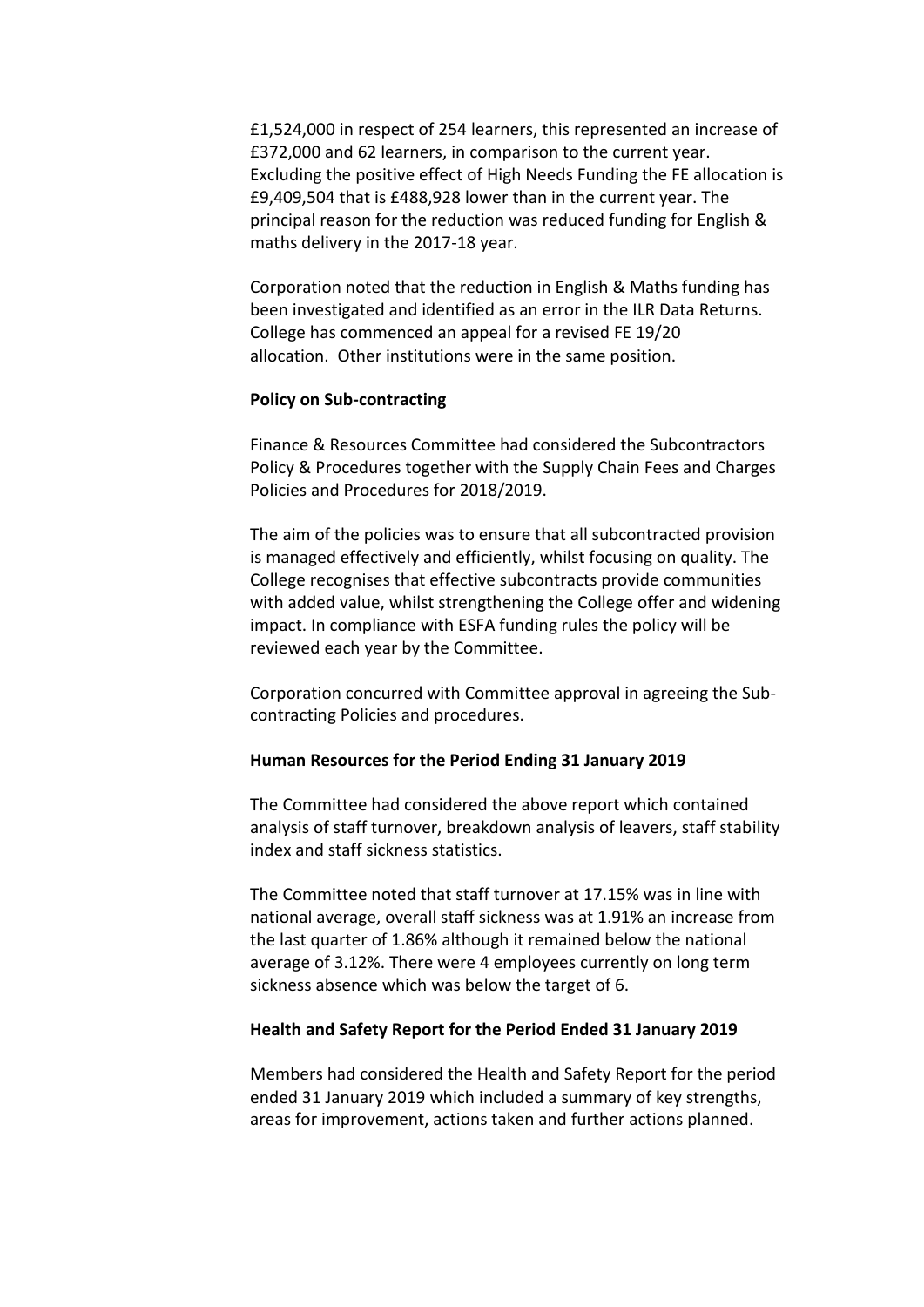£1,524,000 in respect of 254 learners, this represented an increase of £372,000 and 62 learners, in comparison to the current year. Excluding the positive effect of High Needs Funding the FE allocation is £9,409,504 that is £488,928 lower than in the current year. The principal reason for the reduction was reduced funding for English & maths delivery in the 2017-18 year.

Corporation noted that the reduction in English & Maths funding has been investigated and identified as an error in the ILR Data Returns. College has commenced an appeal for a revised FE 19/20 allocation. Other institutions were in the same position.

**Policy on Sub-contracting**

Finance & Resources Committee had considered the Subcontractors Policy & Procedures together with the Supply Chain Fees and Charges Policies and Procedures for 2018/2019.

The aim of the policies was to ensure that all subcontracted provision is managed effectively and efficiently, whilst focusing on quality. The College recognises that effective subcontracts provide communities with added value, whilst strengthening the College offer and widening impact. In compliance with ESFA funding rules the policy will be reviewed each year by the Committee.

Corporation concurred with Committee approval in agreeing the Sub-contracting Policies and procedures.

**Human Resources for the Period Ending 31 January 2019**

The Committee had considered the above report which contained analysis of staff turnover, breakdown analysis of leavers, staff stability index and staff sickness statistics.

The Committee noted that staff turnover at 17.15% was in line with national average, overall staff sickness was at 1.91% an increase from the last quarter of 1.86% although it remained below the national average of 3.12%. There were 4 employees currently on long term sickness absence which was below the target of 6.

**Health and Safety Report for the Period Ended 31 January 2019**

Members had considered the Health and Safety Report for the period ended 31 January 2019 which included a summary of key strengths, areas for improvement, actions taken and further actions planned.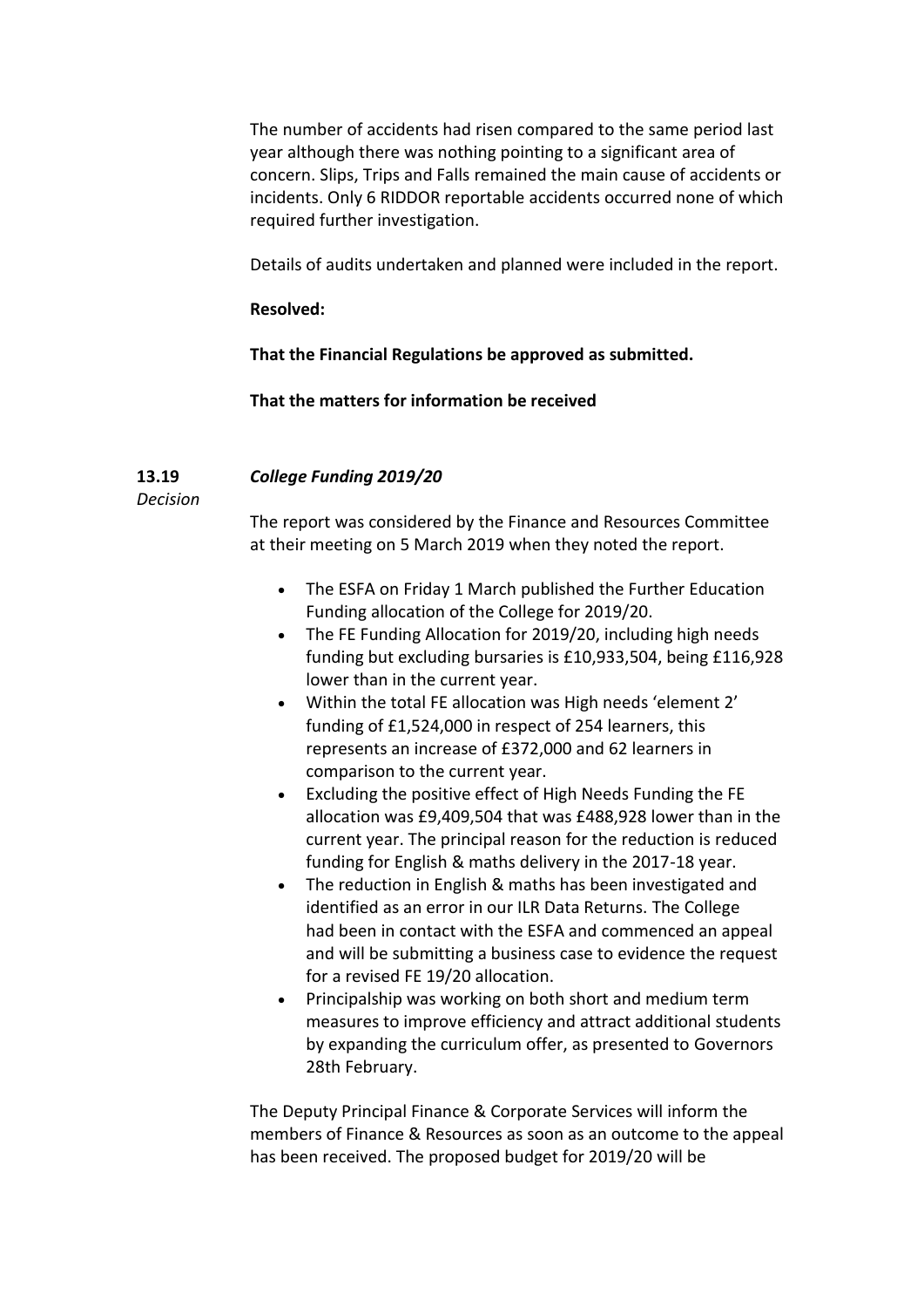The number of accidents had risen compared to the same period last year although there was nothing pointing to a significant area of concern. Slips, Trips and Falls remained the main cause of accidents or incidents. Only 6 RIDDOR reportable accidents occurred none of which required further investigation.

Details of audits undertaken and planned were included in the report.

**Resolved:**

**That the Financial Regulations be approved as submitted.**

**That the matters for information be received**

**13.19** ***College Funding 2019/20***

*Decision*

The report was considered by the Finance and Resources Committee at their meeting on 5 March 2019 when they noted the report.

- The ESFA on Friday 1 March published the Further Education Funding allocation of the College for 2019/20.
- The FE Funding Allocation for 2019/20, including high needs funding but excluding bursaries is £10,933,504, being £116,928 lower than in the current year.
- Within the total FE allocation was High needs 'element 2' funding of £1,524,000 in respect of 254 learners, this represents an increase of £372,000 and 62 learners in comparison to the current year.
- Excluding the positive effect of High Needs Funding the FE allocation was £9,409,504 that was £488,928 lower than in the current year. The principal reason for the reduction is reduced funding for English & maths delivery in the 2017-18 year.
- The reduction in English & maths has been investigated and identified as an error in our ILR Data Returns. The College had been in contact with the ESFA and commenced an appeal and will be submitting a business case to evidence the request for a revised FE 19/20 allocation.
- Principalship was working on both short and medium term measures to improve efficiency and attract additional students by expanding the curriculum offer, as presented to Governors 28th February.

The Deputy Principal Finance & Corporate Services will inform the members of Finance & Resources as soon as an outcome to the appeal has been received. The proposed budget for 2019/20 will be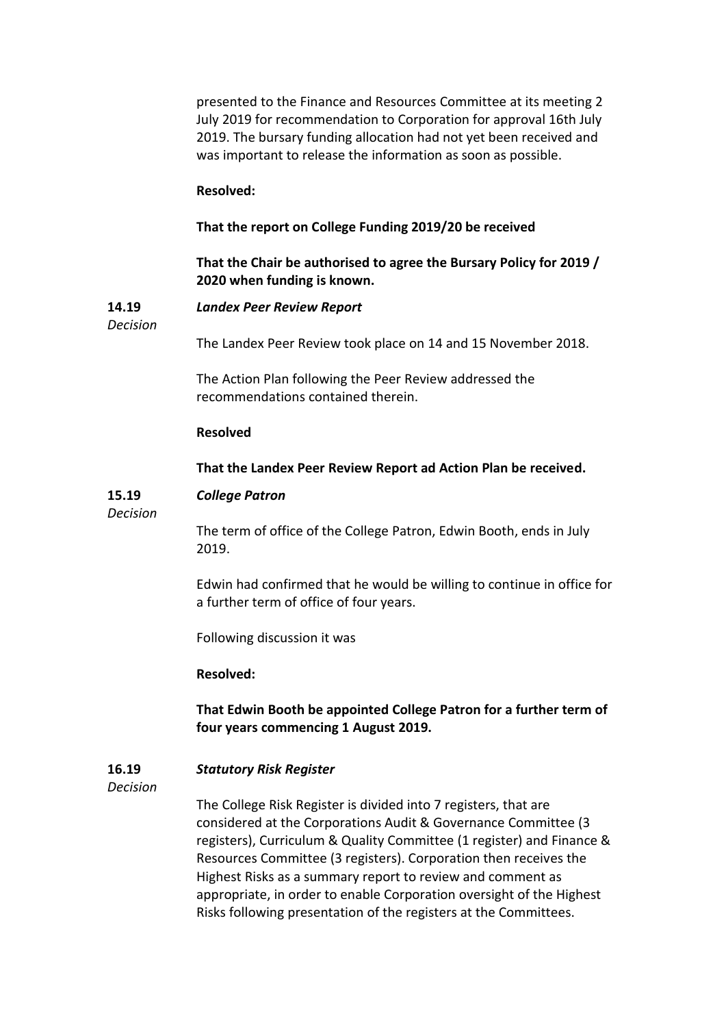presented to the Finance and Resources Committee at its meeting 2 July 2019 for recommendation to Corporation for approval 16th July 2019. The bursary funding allocation had not yet been received and was important to release the information as soon as possible.

**Resolved:**

**That the report on College Funding 2019/20 be received**

**That the Chair be authorised to agree the Bursary Policy for 2019 / 2020 when funding is known.**

**14.19** *Decision* ***Landex Peer Review Report***

The Landex Peer Review took place on 14 and 15 November 2018.

The Action Plan following the Peer Review addressed the recommendations contained therein.

**Resolved**

**That the Landex Peer Review Report ad Action Plan be received.**

**15.19** *Decision* ***College Patron***

The term of office of the College Patron, Edwin Booth, ends in July 2019.

Edwin had confirmed that he would be willing to continue in office for a further term of office of four years.

Following discussion it was

**Resolved:**

**That Edwin Booth be appointed College Patron for a further term of four years commencing 1 August 2019.**

**16.19** *Decision* ***Statutory Risk Register***

The College Risk Register is divided into 7 registers, that are considered at the Corporations Audit & Governance Committee (3 registers), Curriculum & Quality Committee (1 register) and Finance & Resources Committee (3 registers). Corporation then receives the Highest Risks as a summary report to review and comment as appropriate, in order to enable Corporation oversight of the Highest Risks following presentation of the registers at the Committees.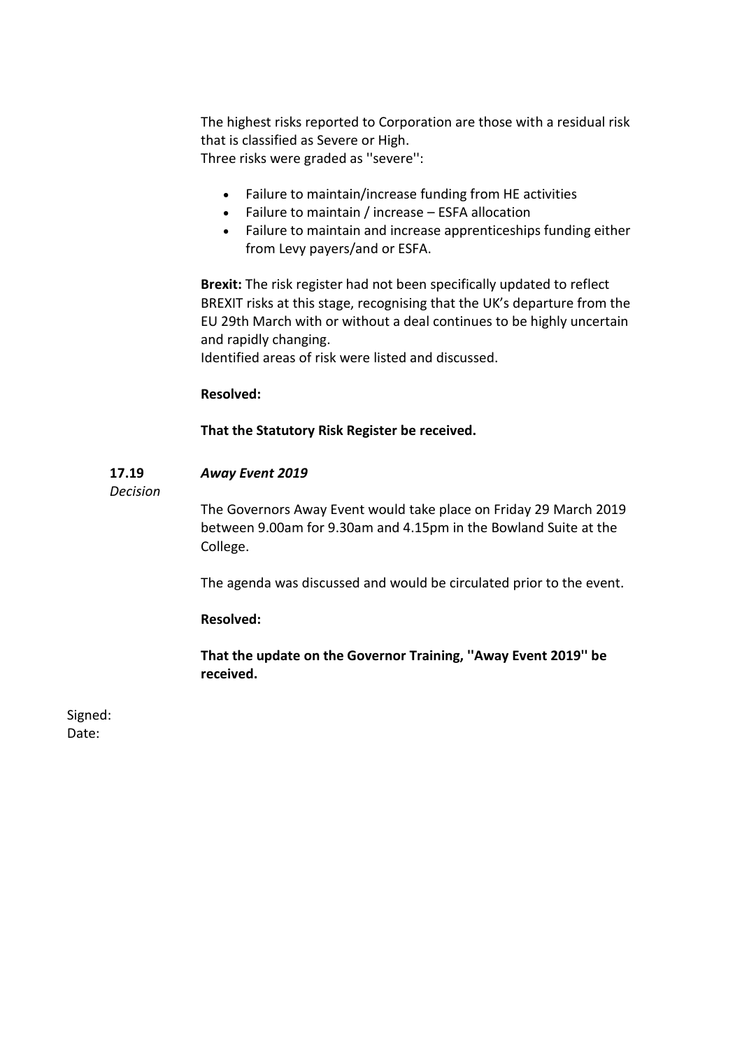The highest risks reported to Corporation are those with a residual risk that is classified as Severe or High.
Three risks were graded as ''severe'':

- Failure to maintain/increase funding from HE activities
- Failure to maintain / increase – ESFA allocation
- Failure to maintain and increase apprenticeships funding either from Levy payers/and or ESFA.

**Brexit:** The risk register had not been specifically updated to reflect BREXIT risks at this stage, recognising that the UK's departure from the EU 29th March with or without a deal continues to be highly uncertain and rapidly changing.
Identified areas of risk were listed and discussed.

**Resolved:**

**That the Statutory Risk Register be received.**

**17.19** ***Away Event 2019***
*Decision*

The Governors Away Event would take place on Friday 29 March 2019 between 9.00am for 9.30am and 4.15pm in the Bowland Suite at the College.

The agenda was discussed and would be circulated prior to the event.

**Resolved:**

**That the update on the Governor Training, ''Away Event 2019'' be received.**

Signed:
Date: